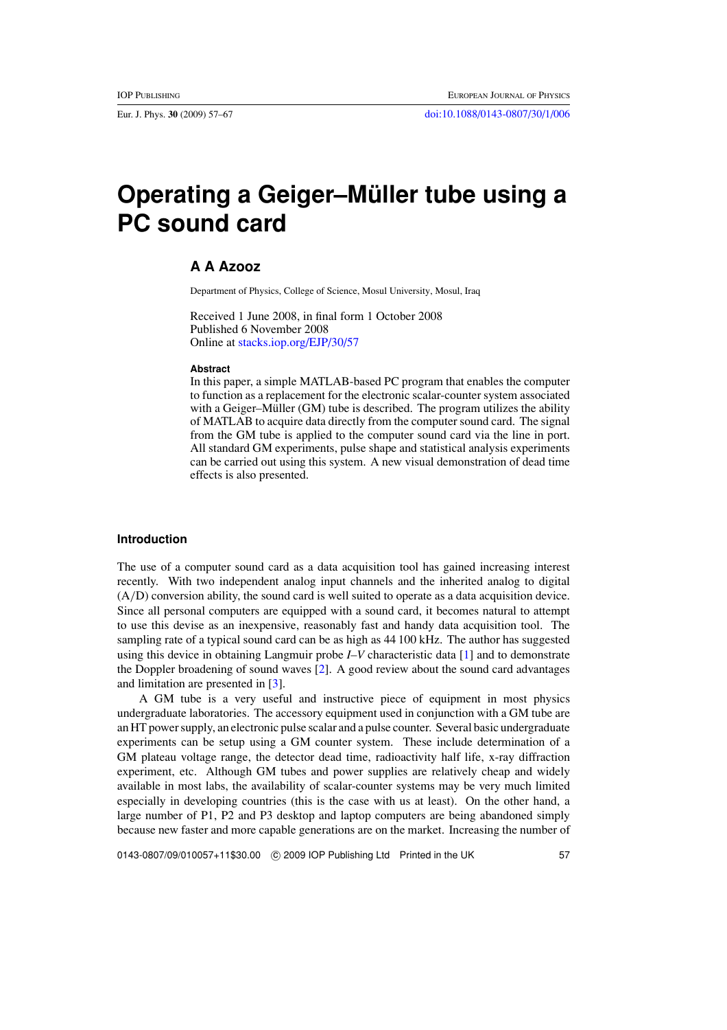# Operating a Geiger–Müller tube using a PC sound card

## A A Azooz

Department of Physics, College of Science, Mosul University, Mosul, Iraq

Received 1 June 2008, in final form 1 October 2008
Published 6 November 2008
Online at stacks.iop.org/EJP/30/57

### Abstract

In this paper, a simple MATLAB-based PC program that enables the computer to function as a replacement for the electronic scalar-counter system associated with a Geiger–Müller (GM) tube is described. The program utilizes the ability of MATLAB to acquire data directly from the computer sound card. The signal from the GM tube is applied to the computer sound card via the line in port. All standard GM experiments, pulse shape and statistical analysis experiments can be carried out using this system. A new visual demonstration of dead time effects is also presented.

## Introduction

The use of a computer sound card as a data acquisition tool has gained increasing interest recently. With two independent analog input channels and the inherited analog to digital (A/D) conversion ability, the sound card is well suited to operate as a data acquisition device. Since all personal computers are equipped with a sound card, it becomes natural to attempt to use this devise as an inexpensive, reasonably fast and handy data acquisition tool. The sampling rate of a typical sound card can be as high as 44 100 kHz. The author has suggested using this device in obtaining Langmuir probe *I–V* characteristic data [1] and to demonstrate the Doppler broadening of sound waves [2]. A good review about the sound card advantages and limitation are presented in [3].

A GM tube is a very useful and instructive piece of equipment in most physics undergraduate laboratories. The accessory equipment used in conjunction with a GM tube are an HT power supply, an electronic pulse scalar and a pulse counter. Several basic undergraduate experiments can be setup using a GM counter system. These include determination of a GM plateau voltage range, the detector dead time, radioactivity half life, x-ray diffraction experiment, etc. Although GM tubes and power supplies are relatively cheap and widely available in most labs, the availability of scalar-counter systems may be very much limited especially in developing countries (this is the case with us at least). On the other hand, a large number of P1, P2 and P3 desktop and laptop computers are being abandoned simply because new faster and more capable generations are on the market. Increasing the number of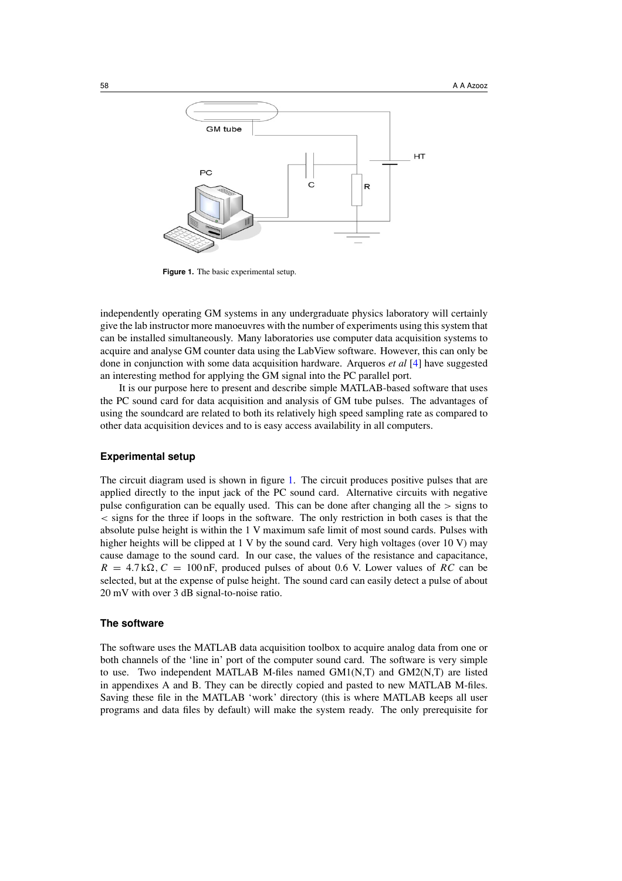Figure 1. The basic experimental setup.

independently operating GM systems in any undergraduate physics laboratory will certainly give the lab instructor more manoeuvres with the number of experiments using this system that can be installed simultaneously. Many laboratories use computer data acquisition systems to acquire and analyse GM counter data using the LabView software. However, this can only be done in conjunction with some data acquisition hardware. Arqueros *et al* [4] have suggested an interesting method for applying the GM signal into the PC parallel port.

It is our purpose here to present and describe simple MATLAB-based software that uses the PC sound card for data acquisition and analysis of GM tube pulses. The advantages of using the soundcard are related to both its relatively high speed sampling rate as compared to other data acquisition devices and to is easy access availability in all computers.

### Experimental setup

The circuit diagram used is shown in figure 1. The circuit produces positive pulses that are applied directly to the input jack of the PC sound card. Alternative circuits with negative pulse configuration can be equally used. This can be done after changing all the $>$ signs to $<$ signs for the three if loops in the software. The only restriction in both cases is that the absolute pulse height is within the 1 V maximum safe limit of most sound cards. Pulses with higher heights will be clipped at 1 V by the sound card. Very high voltages (over 10 V) may cause damage to the sound card. In our case, the values of the resistance and capacitance, $R = 4.7\,\mathrm{k}\Omega, C = 100\,\mathrm{nF}$, produced pulses of about 0.6 V. Lower values of $RC$ can be selected, but at the expense of pulse height. The sound card can easily detect a pulse of about 20 mV with over 3 dB signal-to-noise ratio.

### The software

The software uses the MATLAB data acquisition toolbox to acquire analog data from one or both channels of the 'line in' port of the computer sound card. The software is very simple to use. Two independent MATLAB M-files named GM1(N,T) and GM2(N,T) are listed in appendixes A and B. They can be directly copied and pasted to new MATLAB M-files. Saving these file in the MATLAB 'work' directory (this is where MATLAB keeps all user programs and data files by default) will make the system ready. The only prerequisite for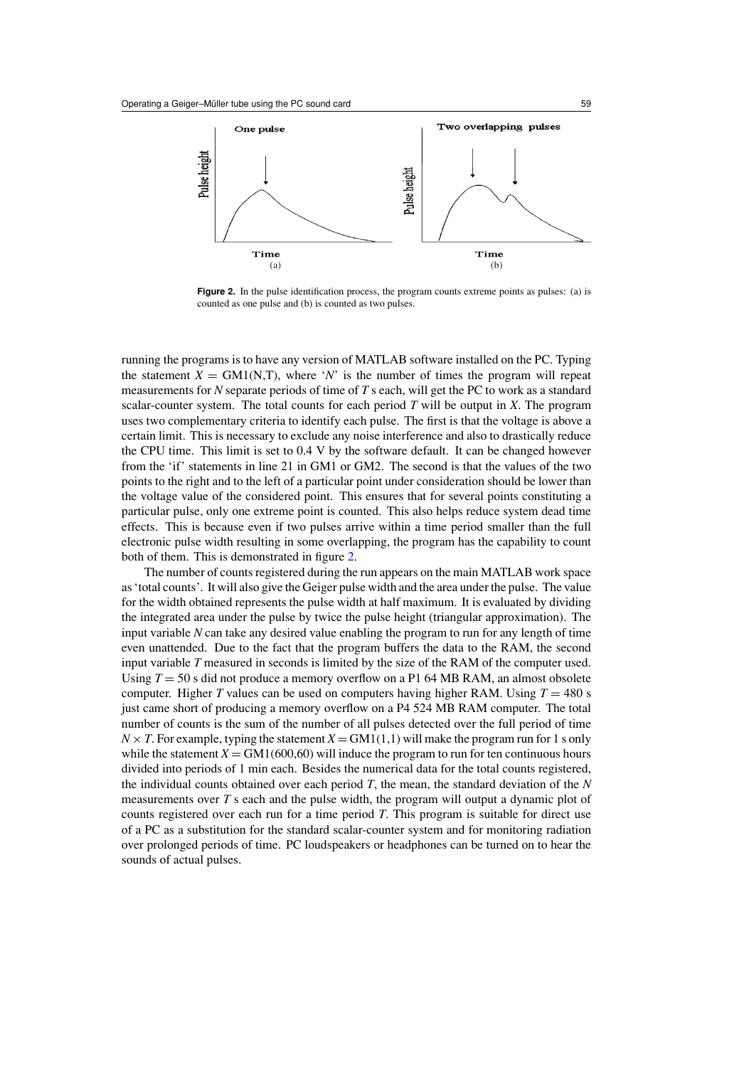**Figure 2.** In the pulse identification process, the program counts extreme points as pulses: (a) is counted as one pulse and (b) is counted as two pulses.

running the programs is to have any version of MATLAB software installed on the PC. Typing the statement $X = \mathrm{GM1(N,T)}$, where '$N$' is the number of times the program will repeat measurements for $N$ separate periods of time of $T$ s each, will get the PC to work as a standard scalar-counter system. The total counts for each period $T$ will be output in $X$. The program uses two complementary criteria to identify each pulse. The first is that the voltage is above a certain limit. This is necessary to exclude any noise interference and also to drastically reduce the CPU time. This limit is set to 0.4 V by the software default. It can be changed however from the 'if' statements in line 21 in GM1 or GM2. The second is that the values of the two points to the right and to the left of a particular point under consideration should be lower than the voltage value of the considered point. This ensures that for several points constituting a particular pulse, only one extreme point is counted. This also helps reduce system dead time effects. This is because even if two pulses arrive within a time period smaller than the full electronic pulse width resulting in some overlapping, the program has the capability to count both of them. This is demonstrated in figure 2.

The number of counts registered during the run appears on the main MATLAB work space as 'total counts'. It will also give the Geiger pulse width and the area under the pulse. The value for the width obtained represents the pulse width at half maximum. It is evaluated by dividing the integrated area under the pulse by twice the pulse height (triangular approximation). The input variable $N$ can take any desired value enabling the program to run for any length of time even unattended. Due to the fact that the program buffers the data to the RAM, the second input variable $T$ measured in seconds is limited by the size of the RAM of the computer used. Using $T = 50$ s did not produce a memory overflow on a P1 64 MB RAM, an almost obsolete computer. Higher $T$ values can be used on computers having higher RAM. Using $T = 480$ s just came short of producing a memory overflow on a P4 524 MB RAM computer. The total number of counts is the sum of the number of all pulses detected over the full period of time $N \times T$. For example, typing the statement $X = \mathrm{GM1(1,1)}$ will make the program run for 1 s only while the statement $X = \mathrm{GM1(600,60)}$ will induce the program to run for ten continuous hours divided into periods of 1 min each. Besides the numerical data for the total counts registered, the individual counts obtained over each period $T$, the mean, the standard deviation of the $N$ measurements over $T$ s each and the pulse width, the program will output a dynamic plot of counts registered over each run for a time period $T$. This program is suitable for direct use of a PC as a substitution for the standard scalar-counter system and for monitoring radiation over prolonged periods of time. PC loudspeakers or headphones can be turned on to hear the sounds of actual pulses.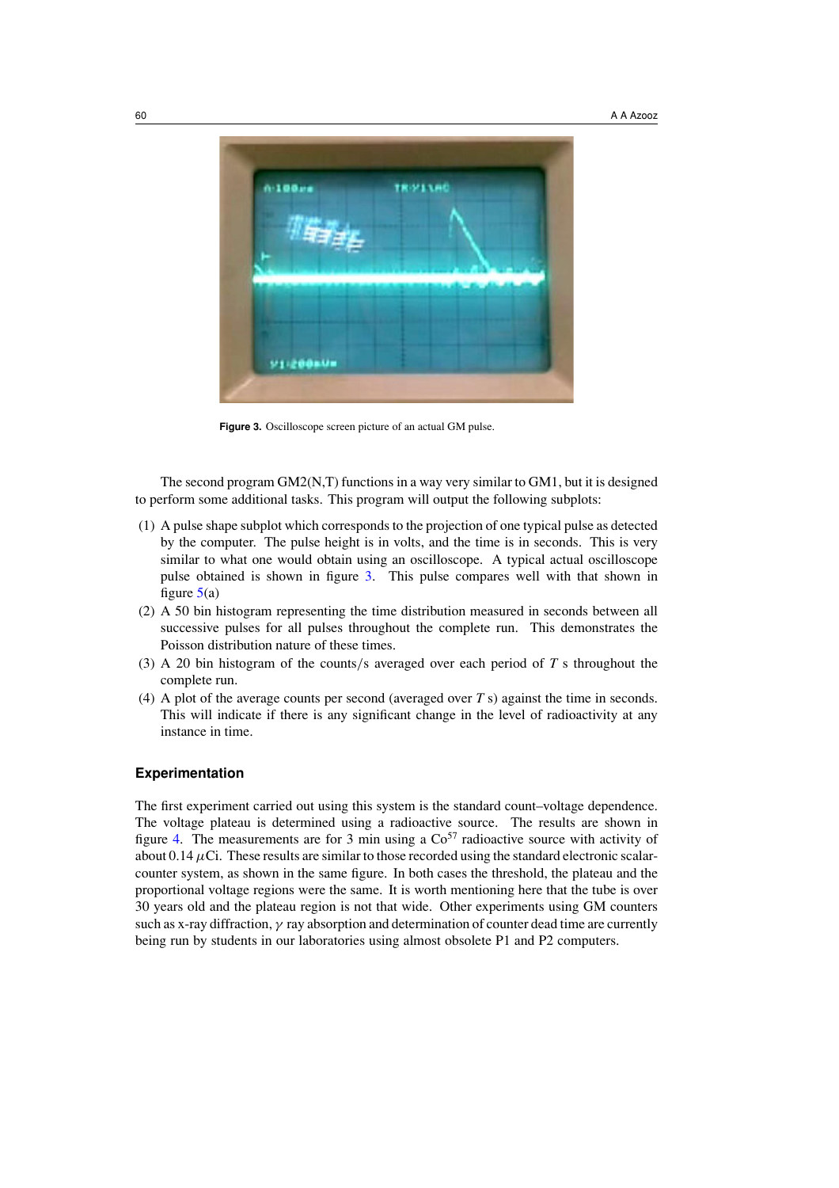**Figure 3.** Oscilloscope screen picture of an actual GM pulse.

The second program GM2(N,T) functions in a way very similar to GM1, but it is designed to perform some additional tasks. This program will output the following subplots:

(1) A pulse shape subplot which corresponds to the projection of one typical pulse as detected by the computer. The pulse height is in volts, and the time is in seconds. This is very similar to what one would obtain using an oscilloscope. A typical actual oscilloscope pulse obtained is shown in figure 3. This pulse compares well with that shown in figure 5(a)

(2) A 50 bin histogram representing the time distribution measured in seconds between all successive pulses for all pulses throughout the complete run. This demonstrates the Poisson distribution nature of these times.

(3) A 20 bin histogram of the counts/s averaged over each period of $T$ s throughout the complete run.

(4) A plot of the average counts per second (averaged over $T$ s) against the time in seconds. This will indicate if there is any significant change in the level of radioactivity at any instance in time.

### Experimentation

The first experiment carried out using this system is the standard count–voltage dependence. The voltage plateau is determined using a radioactive source. The results are shown in figure 4. The measurements are for 3 min using a $Co^{57}$ radioactive source with activity of about 0.14 $\mu$Ci. These results are similar to those recorded using the standard electronic scalar-counter system, as shown in the same figure. In both cases the threshold, the plateau and the proportional voltage regions were the same. It is worth mentioning here that the tube is over 30 years old and the plateau region is not that wide. Other experiments using GM counters such as x-ray diffraction, $\gamma$ ray absorption and determination of counter dead time are currently being run by students in our laboratories using almost obsolete P1 and P2 computers.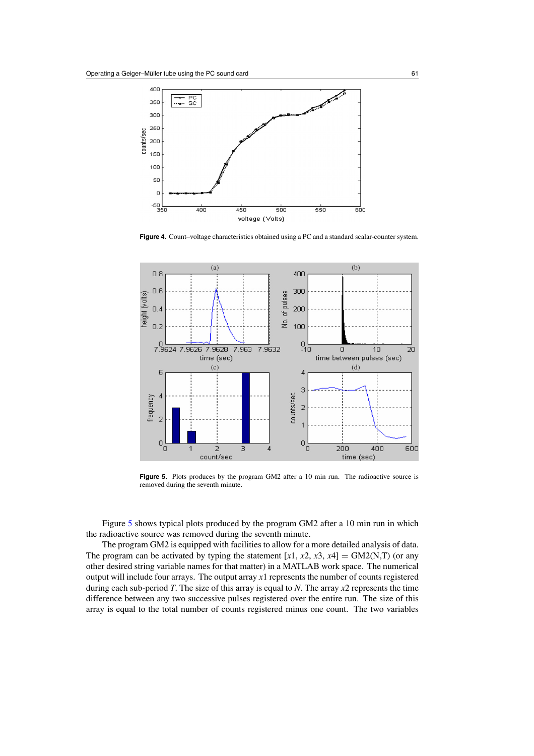**Figure 4.** Count–voltage characteristics obtained using a PC and a standard scalar-counter system.

**Figure 5.** Plots produces by the program GM2 after a 10 min run. The radioactive source is removed during the seventh minute.

Figure 5 shows typical plots produced by the program GM2 after a 10 min run in which the radioactive source was removed during the seventh minute.

The program GM2 is equipped with facilities to allow for a more detailed analysis of data. The program can be activated by typing the statement $[x1, x2, x3, x4] = \mathrm{GM2(N,T)}$ (or any other desired string variable names for that matter) in a MATLAB work space. The numerical output will include four arrays. The output array $x1$ represents the number of counts registered during each sub-period $T$. The size of this array is equal to $N$. The array $x2$ represents the time difference between any two successive pulses registered over the entire run. The size of this array is equal to the total number of counts registered minus one count. The two variables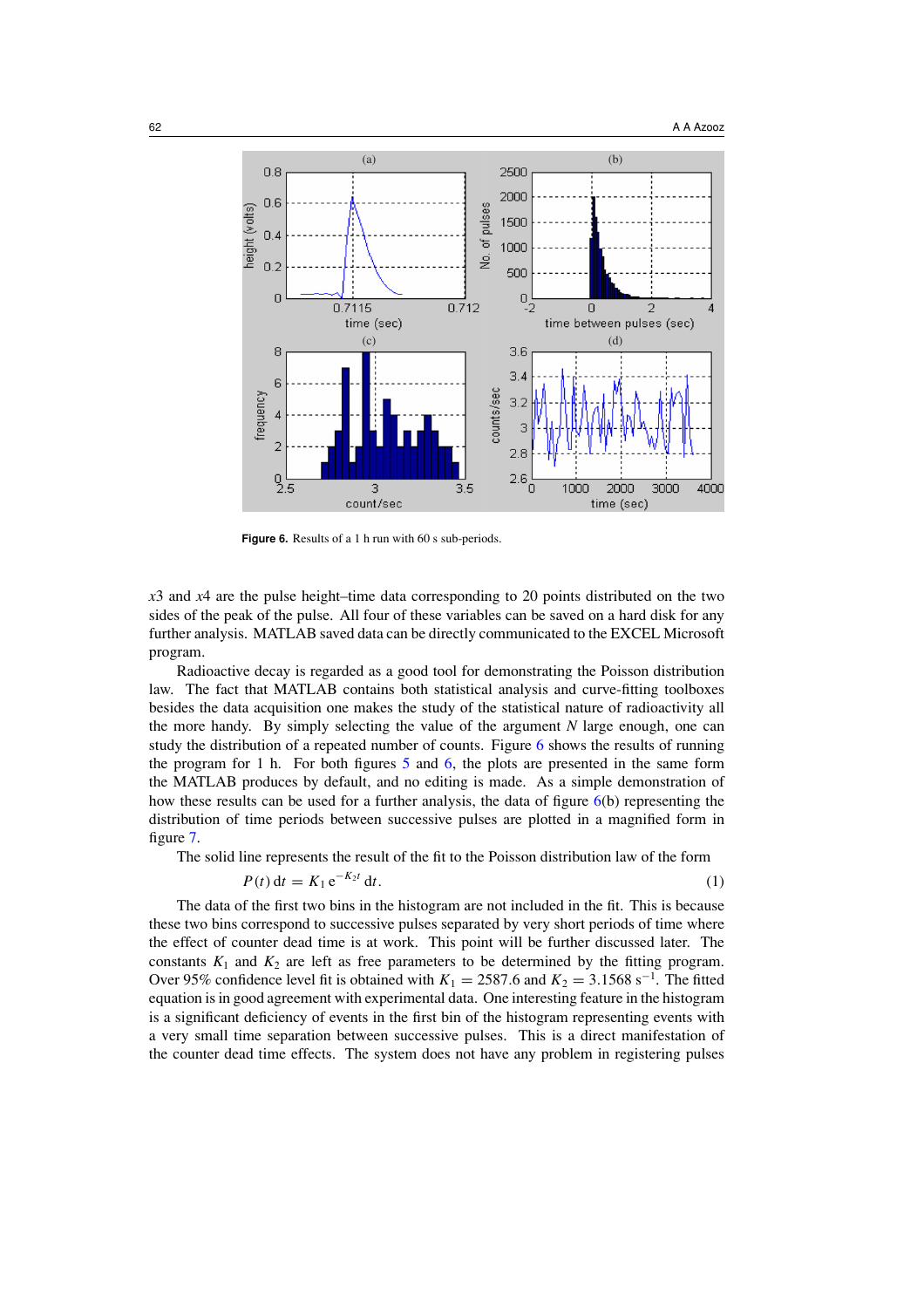**Figure 6.** Results of a 1 h run with 60 s sub-periods.

$x3$ and $x4$ are the pulse height–time data corresponding to 20 points distributed on the two sides of the peak of the pulse. All four of these variables can be saved on a hard disk for any further analysis. MATLAB saved data can be directly communicated to the EXCEL Microsoft program.

Radioactive decay is regarded as a good tool for demonstrating the Poisson distribution law. The fact that MATLAB contains both statistical analysis and curve-fitting toolboxes besides the data acquisition one makes the study of the statistical nature of radioactivity all the more handy. By simply selecting the value of the argument $N$ large enough, one can study the distribution of a repeated number of counts. Figure 6 shows the results of running the program for 1 h. For both figures 5 and 6, the plots are presented in the same form the MATLAB produces by default, and no editing is made. As a simple demonstration of how these results can be used for a further analysis, the data of figure 6(b) representing the distribution of time periods between successive pulses are plotted in a magnified form in figure 7.

The solid line represents the result of the fit to the Poisson distribution law of the form

$$P(t)\,\mathrm{d}t = K_1\,\mathrm{e}^{-K_2 t}\,\mathrm{d}t. \qquad (1)$$

The data of the first two bins in the histogram are not included in the fit. This is because these two bins correspond to successive pulses separated by very short periods of time where the effect of counter dead time is at work. This point will be further discussed later. The constants $K_1$ and $K_2$ are left as free parameters to be determined by the fitting program. Over 95% confidence level fit is obtained with $K_1 = 2587.6$ and $K_2 = 3.1568\ \mathrm{s}^{-1}$. The fitted equation is in good agreement with experimental data. One interesting feature in the histogram is a significant deficiency of events in the first bin of the histogram representing events with a very small time separation between successive pulses. This is a direct manifestation of the counter dead time effects. The system does not have any problem in registering pulses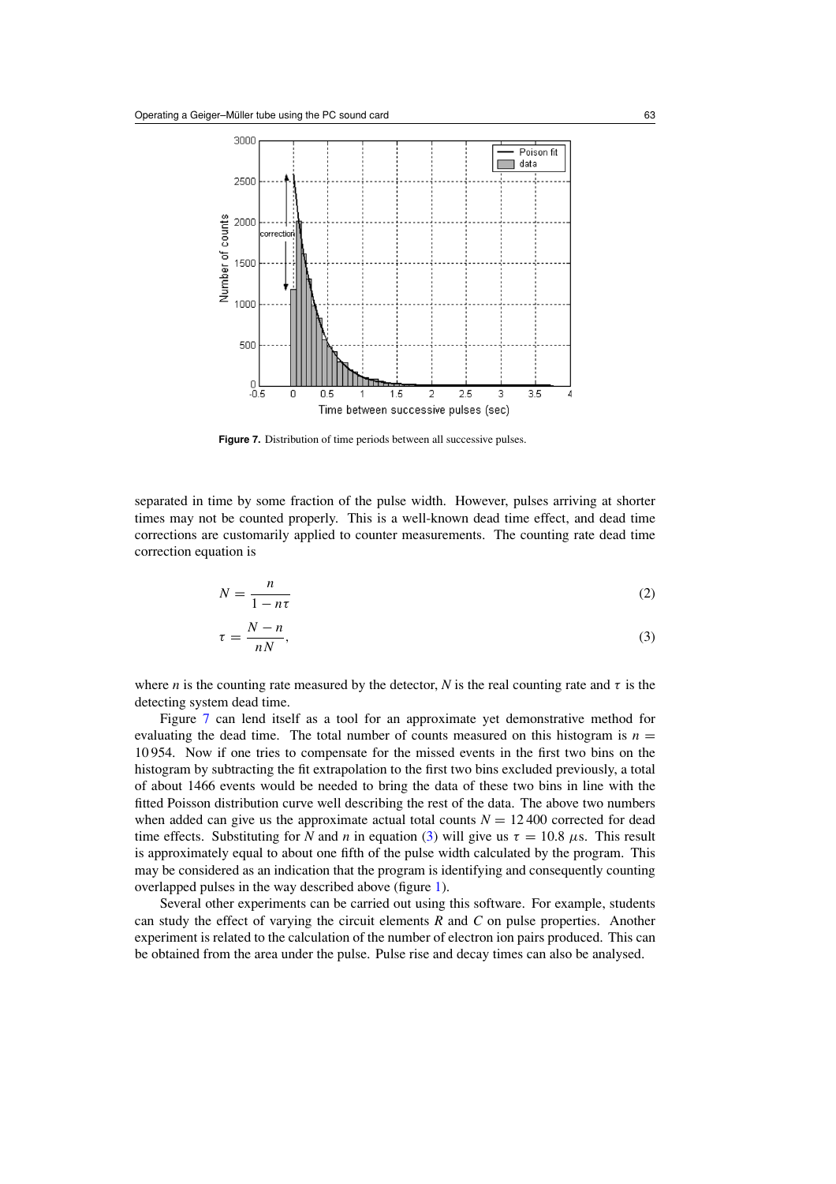**Figure 7.** Distribution of time periods between all successive pulses.

separated in time by some fraction of the pulse width. However, pulses arriving at shorter times may not be counted properly. This is a well-known dead time effect, and dead time corrections are customarily applied to counter measurements. The counting rate dead time correction equation is

$$N = \frac{n}{1 - n\tau} \tag{2}$$

$$\tau = \frac{N - n}{nN}, \tag{3}$$

where $n$ is the counting rate measured by the detector, $N$ is the real counting rate and $\tau$ is the detecting system dead time.

Figure 7 can lend itself as a tool for an approximate yet demonstrative method for evaluating the dead time. The total number of counts measured on this histogram is $n = 10\,954$. Now if one tries to compensate for the missed events in the first two bins on the histogram by subtracting the fit extrapolation to the first two bins excluded previously, a total of about 1466 events would be needed to bring the data of these two bins in line with the fitted Poisson distribution curve well describing the rest of the data. The above two numbers when added can give us the approximate actual total counts $N = 12\,400$ corrected for dead time effects. Substituting for $N$ and $n$ in equation (3) will give us $\tau = 10.8\ \mu$s. This result is approximately equal to about one fifth of the pulse width calculated by the program. This may be considered as an indication that the program is identifying and consequently counting overlapped pulses in the way described above (figure 1).

Several other experiments can be carried out using this software. For example, students can study the effect of varying the circuit elements $R$ and $C$ on pulse properties. Another experiment is related to the calculation of the number of electron ion pairs produced. This can be obtained from the area under the pulse. Pulse rise and decay times can also be analysed.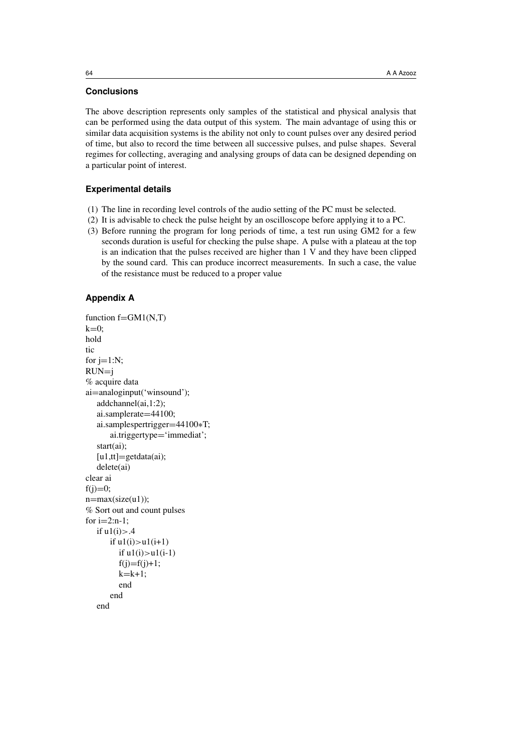## Conclusions

The above description represents only samples of the statistical and physical analysis that can be performed using the data output of this system. The main advantage of using this or similar data acquisition systems is the ability not only to count pulses over any desired period of time, but also to record the time between all successive pulses, and pulse shapes. Several regimes for collecting, averaging and analysing groups of data can be designed depending on a particular point of interest.

## Experimental details

(1) The line in recording level controls of the audio setting of the PC must be selected.
(2) It is advisable to check the pulse height by an oscilloscope before applying it to a PC.
(3) Before running the program for long periods of time, a test run using GM2 for a few seconds duration is useful for checking the pulse shape. A pulse with a plateau at the top is an indication that the pulses received are higher than 1 V and they have been clipped by the sound card. This can produce incorrect measurements. In such a case, the value of the resistance must be reduced to a proper value

## Appendix A

```
function f=GM1(N,T)
k=0;
hold
tic
for j=1:N;
RUN=j
% acquire data
ai=analoginput('winsound');
   addchannel(ai,1:2);
   ai.samplerate=44100;
   ai.samplespertrigger=44100*T;
      ai.triggertype='immediat';
   start(ai);
   [u1,tt]=getdata(ai);
   delete(ai)
clear ai
f(j)=0;
n=max(size(u1));
% Sort out and count pulses
for i=2:n-1;
   if u1(i)>.4
      if u1(i)>u1(i+1)
         if u1(i)>u1(i-1)
         f(j)=f(j)+1;
         k=k+1;
         end
      end
   end
```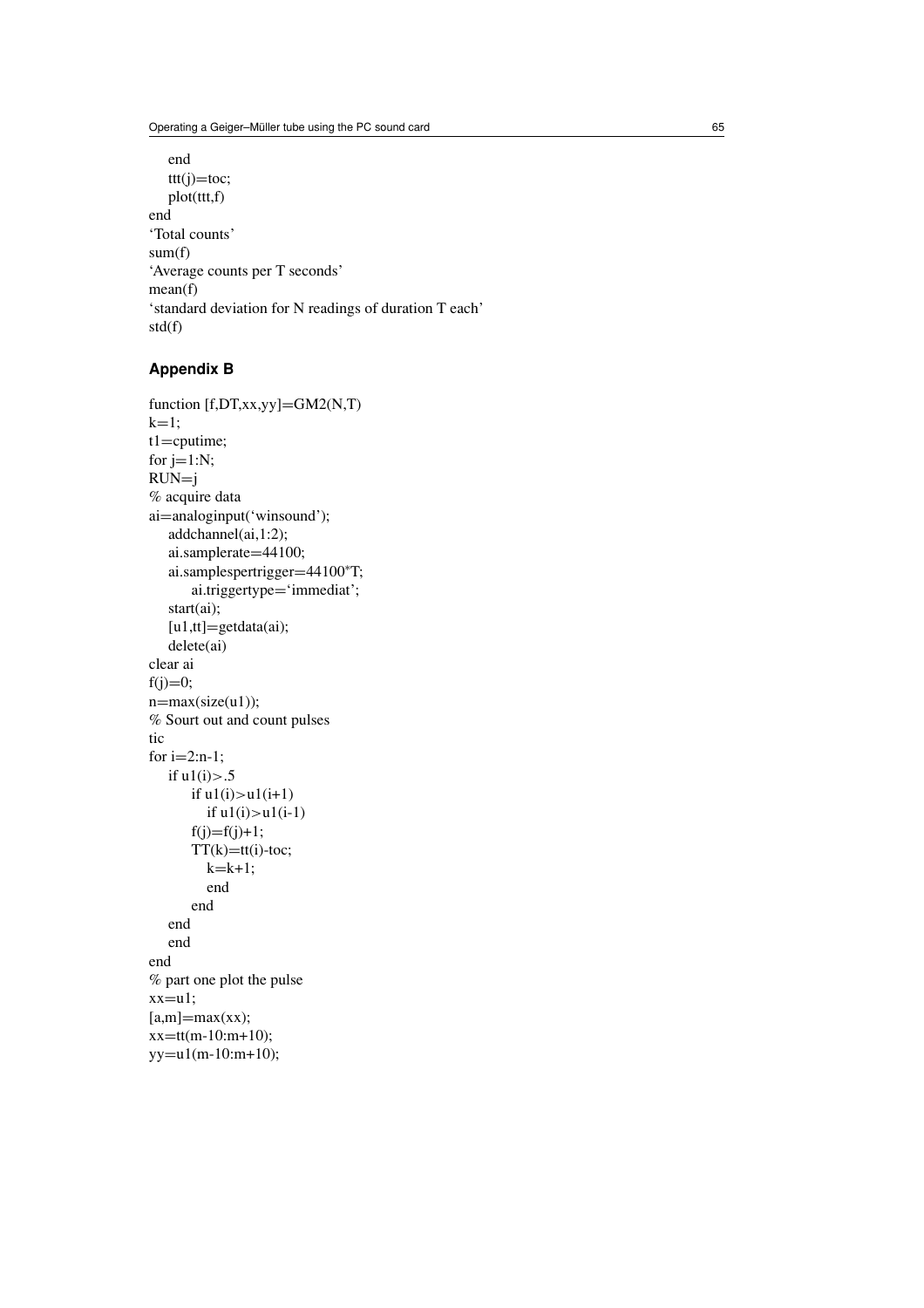```
    end
    ttt(j)=toc;
    plot(ttt,f)
end
'Total counts'
sum(f)
'Average counts per T seconds'
mean(f)
'standard deviation for N readings of duration T each'
std(f)
```

## Appendix B

```
function [f,DT,xx,yy]=GM2(N,T)
k=1;
t1=cputime;
for j=1:N;
RUN=j
% acquire data
ai=analoginput('winsound');
    addchannel(ai,1:2);
    ai.samplerate=44100;
    ai.samplespertrigger=44100*T;
        ai.triggertype='immediat';
    start(ai);
    [u1,tt]=getdata(ai);
    delete(ai)
clear ai
f(j)=0;
n=max(size(u1));
% Sourt out and count pulses
tic
for i=2:n-1;
    if u1(i)>.5
        if u1(i)>u1(i+1)
            if u1(i)>u1(i-1)
        f(j)=f(j)+1;
        TT(k)=tt(i)-toc;
            k=k+1;
            end
        end
    end
    end
end
% part one plot the pulse
xx=u1;
[a,m]=max(xx);
xx=tt(m-10:m+10);
yy=u1(m-10:m+10);
```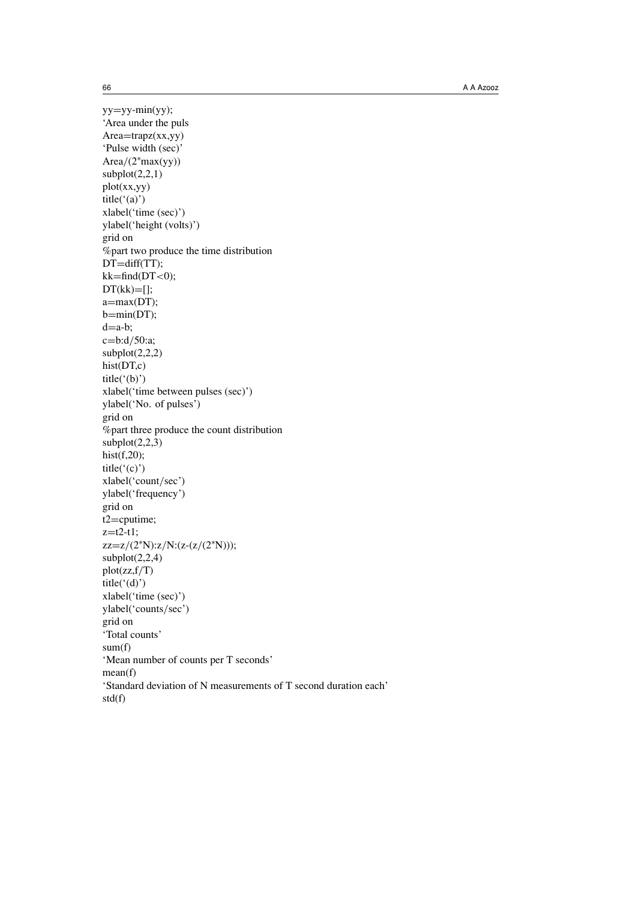```
yy=yy-min(yy);
'Area under the puls
Area=trapz(xx,yy)
'Pulse width (sec)'
Area/(2*max(yy))
subplot(2,2,1)
plot(xx,yy)
title('(a)')
xlabel('time (sec)')
ylabel('height (volts)')
grid on
%part two produce the time distribution
DT=diff(TT);
kk=find(DT<0);
DT(kk)=[];
a=max(DT);
b=min(DT);
d=a-b;
c=b:d/50:a;
subplot(2,2,2)
hist(DT,c)
title('(b)')
xlabel('time between pulses (sec)')
ylabel('No. of pulses')
grid on
%part three produce the count distribution
subplot(2,2,3)
hist(f,20);
title('(c)')
xlabel('count/sec')
ylabel('frequency')
grid on
t2=cputime;
z=t2-t1;
zz=z/(2*N):z/N:(z-(z/(2*N)));
subplot(2,2,4)
plot(zz,f/T)
title('(d)')
xlabel('time (sec)')
ylabel('counts/sec')
grid on
'Total counts'
sum(f)
'Mean number of counts per T seconds'
mean(f)
'Standard deviation of N measurements of T second duration each'
std(f)
```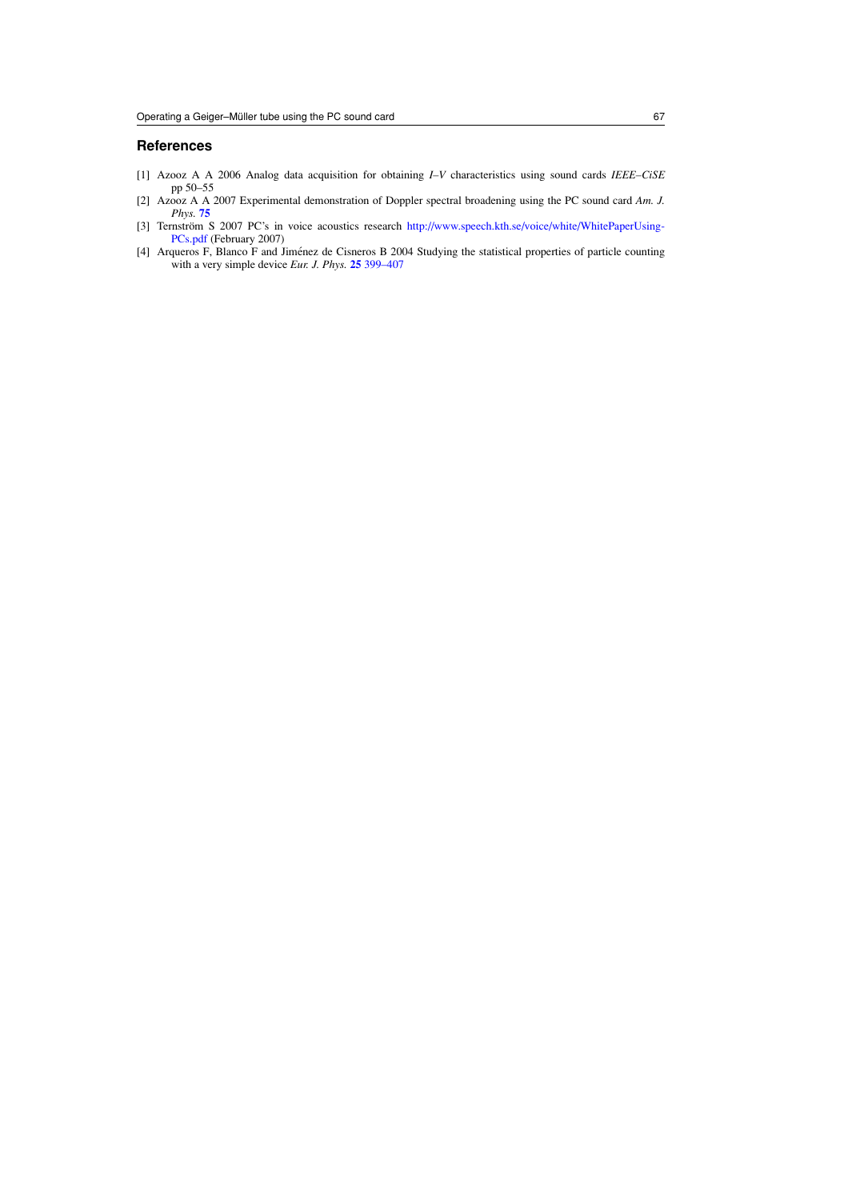## References

[1] Azooz A A 2006 Analog data acquisition for obtaining *I–V* characteristics using sound cards *IEEE–CiSE* pp 50–55

[2] Azooz A A 2007 Experimental demonstration of Doppler spectral broadening using the PC sound card *Am. J. Phys.* **75**

[3] Ternström S 2007 PC's in voice acoustics research http://www.speech.kth.se/voice/white/WhitePaperUsing-PCs.pdf (February 2007)

[4] Arqueros F, Blanco F and Jiménez de Cisneros B 2004 Studying the statistical properties of particle counting with a very simple device *Eur. J. Phys.* **25** 399–407